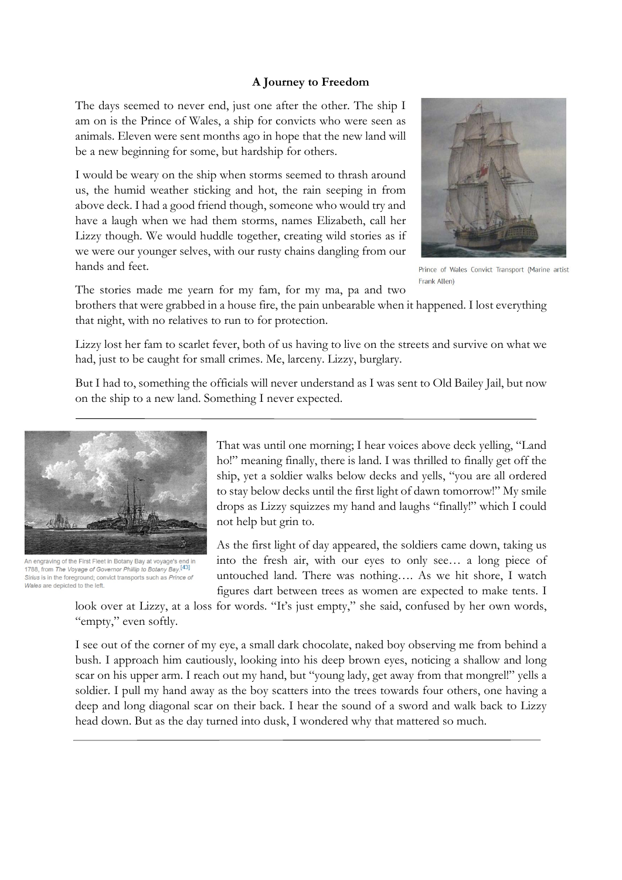**A Journey to Freedom**

The days seemed to never end, just one after the other. The ship I am on is the Prince of Wales, a ship for convicts who were seen as animals. Eleven were sent months ago in hope that the new land will be a new beginning for some, but hardship for others.

I would be weary on the ship when storms seemed to thrash around us, the humid weather sticking and hot, the rain seeping in from above deck. I had a good friend though, someone who would try and have a laugh when we had them storms, names Elizabeth, call her Lizzy though. We would huddle together, creating wild stories as if we were our younger selves, with our rusty chains dangling from our hands and feet.

Prince of Wales Convict Transport (Marine artist Frank Allen)

The stories made me yearn for my fam, for my ma, pa and two brothers that were grabbed in a house fire, the pain unbearable when it happened. I lost everything that night, with no relatives to run to for protection.

Lizzy lost her fam to scarlet fever, both of us having to live on the streets and survive on what we had, just to be caught for small crimes. Me, larceny. Lizzy, burglary.

But I had to, something the officials will never understand as I was sent to Old Bailey Jail, but now on the ship to a new land. Something I never expected.

---

An engraving of the First Fleet in Botany Bay at voyage's end in 1788, from *The Voyage of Governor Phillip to Botany Bay*.[43] *Sirius* is in the foreground; convict transports such as *Prince of Wales* are depicted to the left.

That was until one morning; I hear voices above deck yelling, "Land ho!" meaning finally, there is land. I was thrilled to finally get off the ship, yet a soldier walks below decks and yells, "you are all ordered to stay below decks until the first light of dawn tomorrow!" My smile drops as Lizzy squizzes my hand and laughs "finally!" which I could not help but grin to.

As the first light of day appeared, the soldiers came down, taking us into the fresh air, with our eyes to only see… a long piece of untouched land. There was nothing…. As we hit shore, I watch figures dart between trees as women are expected to make tents. I look over at Lizzy, at a loss for words. "It's just empty," she said, confused by her own words, "empty," even softly.

I see out of the corner of my eye, a small dark chocolate, naked boy observing me from behind a bush. I approach him cautiously, looking into his deep brown eyes, noticing a shallow and long scar on his upper arm. I reach out my hand, but "young lady, get away from that mongrel!" yells a soldier. I pull my hand away as the boy scatters into the trees towards four others, one having a deep and long diagonal scar on their back. I hear the sound of a sword and walk back to Lizzy head down. But as the day turned into dusk, I wondered why that mattered so much.

---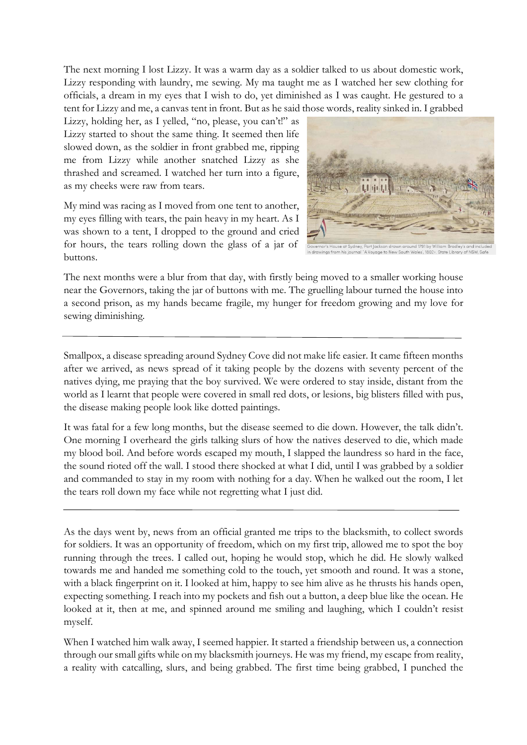The next morning I lost Lizzy. It was a warm day as a soldier talked to us about domestic work, Lizzy responding with laundry, me sewing. My ma taught me as I watched her sew clothing for officials, a dream in my eyes that I wish to do, yet diminished as I was caught. He gestured to a tent for Lizzy and me, a canvas tent in front. But as he said those words, reality sinked in. I grabbed Lizzy, holding her, as I yelled, "no, please, you can't!" as Lizzy started to shout the same thing. It seemed then life slowed down, as the soldier in front grabbed me, ripping me from Lizzy while another snatched Lizzy as she thrashed and screamed. I watched her turn into a figure, as my cheeks were raw from tears.

My mind was racing as I moved from one tent to another, my eyes filling with tears, the pain heavy in my heart. As I was shown to a tent, I dropped to the ground and cried for hours, the tears rolling down the glass of a jar of buttons.

Governor's House at Sydney, Port Jackson drawn around 1791 by William Bradley's and included in drawings from his journal "A Voyage to New South Wales, 1802+. State Library of NSW, Safe

The next months were a blur from that day, with firstly being moved to a smaller working house near the Governors, taking the jar of buttons with me. The gruelling labour turned the house into a second prison, as my hands became fragile, my hunger for freedom growing and my love for sewing diminishing.

---

Smallpox, a disease spreading around Sydney Cove did not make life easier. It came fifteen months after we arrived, as news spread of it taking people by the dozens with seventy percent of the natives dying, me praying that the boy survived. We were ordered to stay inside, distant from the world as I learnt that people were covered in small red dots, or lesions, big blisters filled with pus, the disease making people look like dotted paintings.

It was fatal for a few long months, but the disease seemed to die down. However, the talk didn't. One morning I overheard the girls talking slurs of how the natives deserved to die, which made my blood boil. And before words escaped my mouth, I slapped the laundress so hard in the face, the sound rioted off the wall. I stood there shocked at what I did, until I was grabbed by a soldier and commanded to stay in my room with nothing for a day. When he walked out the room, I let the tears roll down my face while not regretting what I just did.

---

As the days went by, news from an official granted me trips to the blacksmith, to collect swords for soldiers. It was an opportunity of freedom, which on my first trip, allowed me to spot the boy running through the trees. I called out, hoping he would stop, which he did. He slowly walked towards me and handed me something cold to the touch, yet smooth and round. It was a stone, with a black fingerprint on it. I looked at him, happy to see him alive as he thrusts his hands open, expecting something. I reach into my pockets and fish out a button, a deep blue like the ocean. He looked at it, then at me, and spinned around me smiling and laughing, which I couldn't resist myself.

When I watched him walk away, I seemed happier. It started a friendship between us, a connection through our small gifts while on my blacksmith journeys. He was my friend, my escape from reality, a reality with catcalling, slurs, and being grabbed. The first time being grabbed, I punched the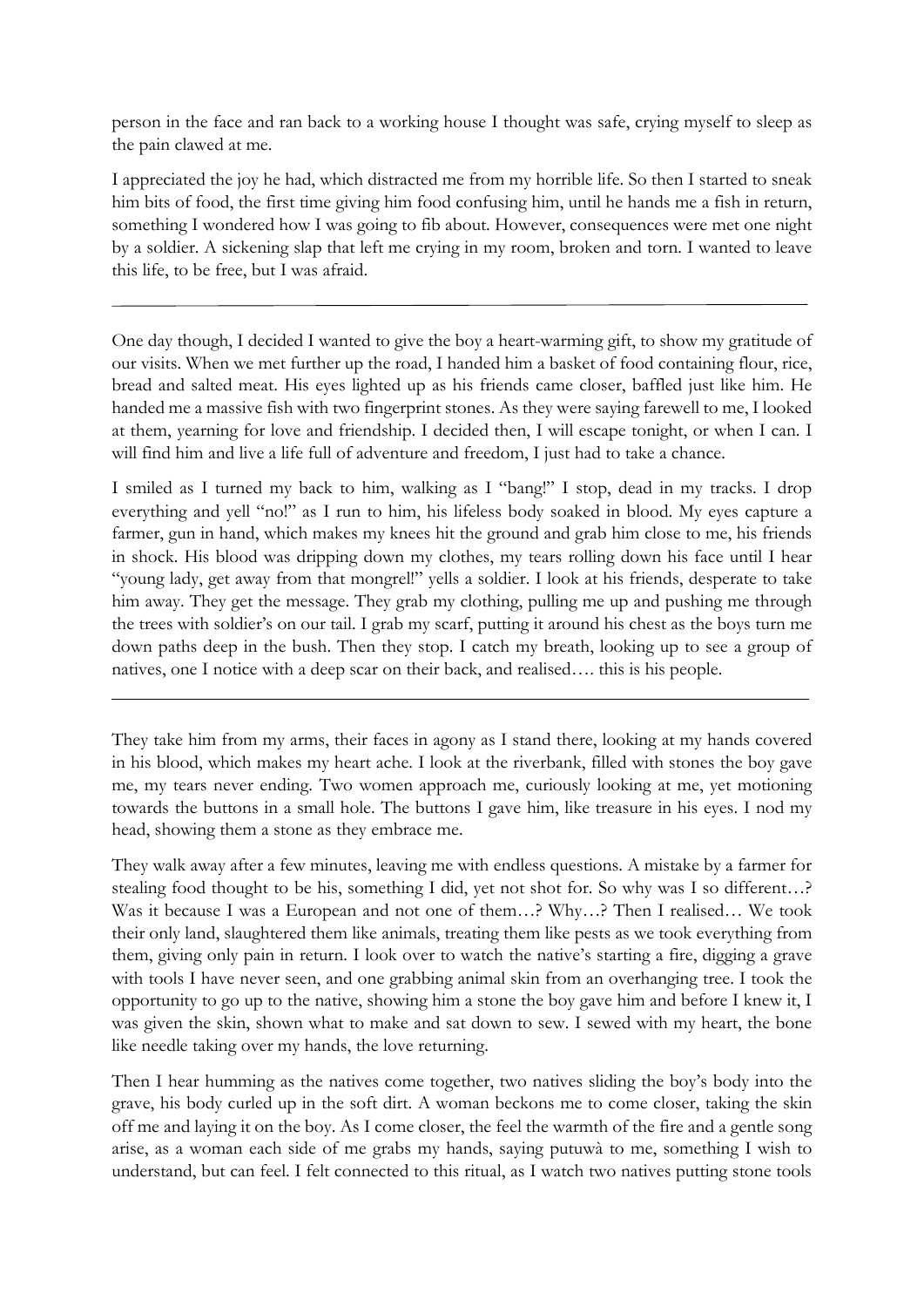person in the face and ran back to a working house I thought was safe, crying myself to sleep as the pain clawed at me.

I appreciated the joy he had, which distracted me from my horrible life. So then I started to sneak him bits of food, the first time giving him food confusing him, until he hands me a fish in return, something I wondered how I was going to fib about. However, consequences were met one night by a soldier. A sickening slap that left me crying in my room, broken and torn. I wanted to leave this life, to be free, but I was afraid.

---

One day though, I decided I wanted to give the boy a heart-warming gift, to show my gratitude of our visits. When we met further up the road, I handed him a basket of food containing flour, rice, bread and salted meat. His eyes lighted up as his friends came closer, baffled just like him. He handed me a massive fish with two fingerprint stones. As they were saying farewell to me, I looked at them, yearning for love and friendship. I decided then, I will escape tonight, or when I can. I will find him and live a life full of adventure and freedom, I just had to take a chance.

I smiled as I turned my back to him, walking as I "bang!" I stop, dead in my tracks. I drop everything and yell "no!" as I run to him, his lifeless body soaked in blood. My eyes capture a farmer, gun in hand, which makes my knees hit the ground and grab him close to me, his friends in shock. His blood was dripping down my clothes, my tears rolling down his face until I hear "young lady, get away from that mongrel!" yells a soldier. I look at his friends, desperate to take him away. They get the message. They grab my clothing, pulling me up and pushing me through the trees with soldier's on our tail. I grab my scarf, putting it around his chest as the boys turn me down paths deep in the bush. Then they stop. I catch my breath, looking up to see a group of natives, one I notice with a deep scar on their back, and realised…. this is his people.

---

They take him from my arms, their faces in agony as I stand there, looking at my hands covered in his blood, which makes my heart ache. I look at the riverbank, filled with stones the boy gave me, my tears never ending. Two women approach me, curiously looking at me, yet motioning towards the buttons in a small hole. The buttons I gave him, like treasure in his eyes. I nod my head, showing them a stone as they embrace me.

They walk away after a few minutes, leaving me with endless questions. A mistake by a farmer for stealing food thought to be his, something I did, yet not shot for. So why was I so different…? Was it because I was a European and not one of them…? Why…? Then I realised… We took their only land, slaughtered them like animals, treating them like pests as we took everything from them, giving only pain in return. I look over to watch the native's starting a fire, digging a grave with tools I have never seen, and one grabbing animal skin from an overhanging tree. I took the opportunity to go up to the native, showing him a stone the boy gave him and before I knew it, I was given the skin, shown what to make and sat down to sew. I sewed with my heart, the bone like needle taking over my hands, the love returning.

Then I hear humming as the natives come together, two natives sliding the boy's body into the grave, his body curled up in the soft dirt. A woman beckons me to come closer, taking the skin off me and laying it on the boy. As I come closer, the feel the warmth of the fire and a gentle song arise, as a woman each side of me grabs my hands, saying putuwà to me, something I wish to understand, but can feel. I felt connected to this ritual, as I watch two natives putting stone tools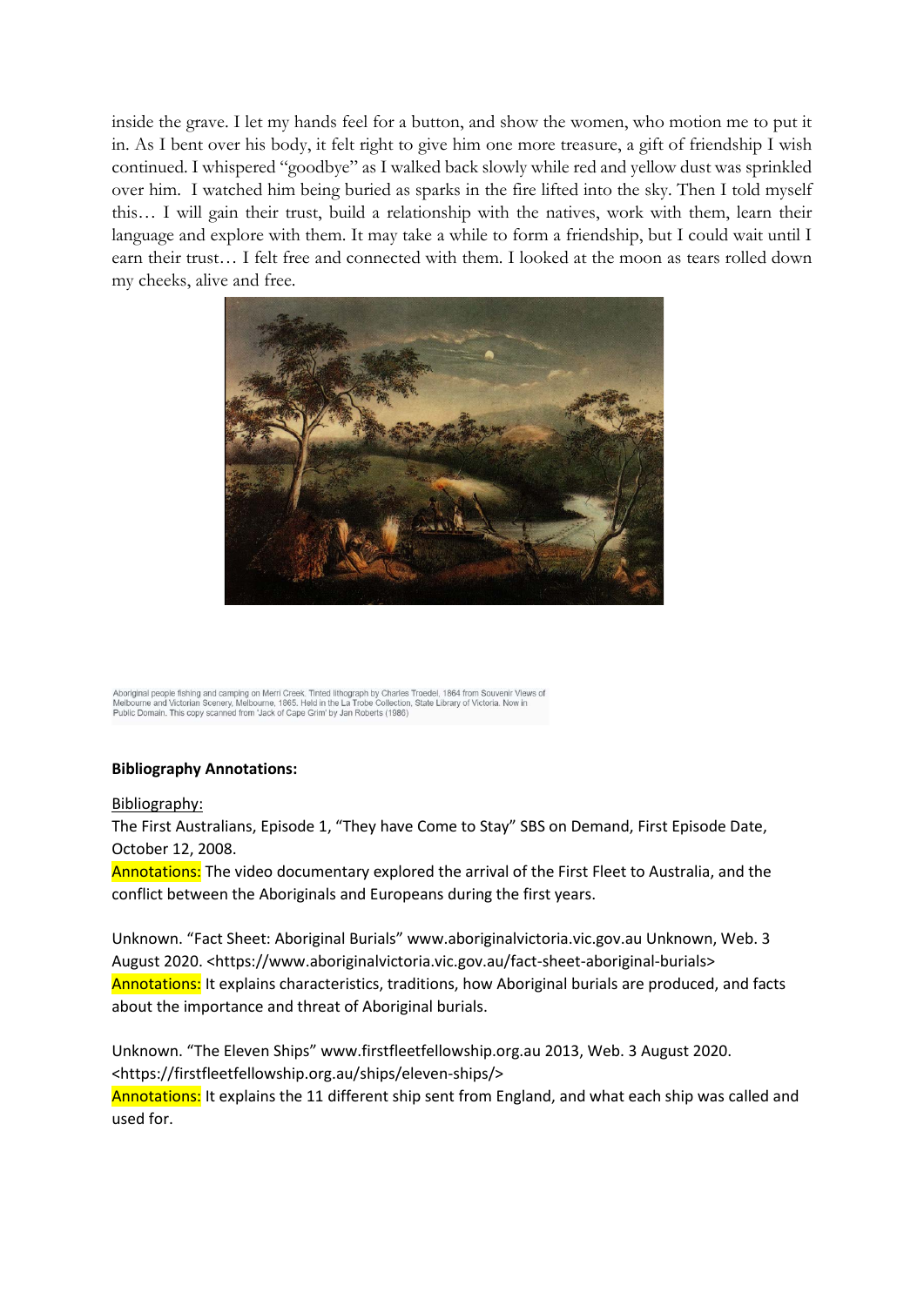inside the grave. I let my hands feel for a button, and show the women, who motion me to put it in. As I bent over his body, it felt right to give him one more treasure, a gift of friendship I wish continued. I whispered "goodbye" as I walked back slowly while red and yellow dust was sprinkled over him. I watched him being buried as sparks in the fire lifted into the sky. Then I told myself this… I will gain their trust, build a relationship with the natives, work with them, learn their language and explore with them. It may take a while to form a friendship, but I could wait until I earn their trust… I felt free and connected with them. I looked at the moon as tears rolled down my cheeks, alive and free.

Aboriginal people fishing and camping on Merri Creek. Tinted lithograph by Charles Troedel. 1864 from Souvenir Views of Melbourne and Victorian Scenery, Melbourne, 1865. Held in the La Trobe Collection, State Library of Victoria. Now in Public Domain. This copy scanned from 'Jack of Cape Grim' by Jan Roberts (1986)

**Bibliography Annotations:**

Bibliography:

The First Australians, Episode 1, "They have Come to Stay" SBS on Demand, First Episode Date, October 12, 2008.

Annotations: The video documentary explored the arrival of the First Fleet to Australia, and the conflict between the Aboriginals and Europeans during the first years.

Unknown. "Fact Sheet: Aboriginal Burials" www.aboriginalvictoria.vic.gov.au Unknown, Web. 3 August 2020. <https://www.aboriginalvictoria.vic.gov.au/fact-sheet-aboriginal-burials>

Annotations: It explains characteristics, traditions, how Aboriginal burials are produced, and facts about the importance and threat of Aboriginal burials.

Unknown. "The Eleven Ships" www.firstfleetfellowship.org.au 2013, Web. 3 August 2020. <https://firstfleetfellowship.org.au/ships/eleven-ships/>

Annotations: It explains the 11 different ship sent from England, and what each ship was called and used for.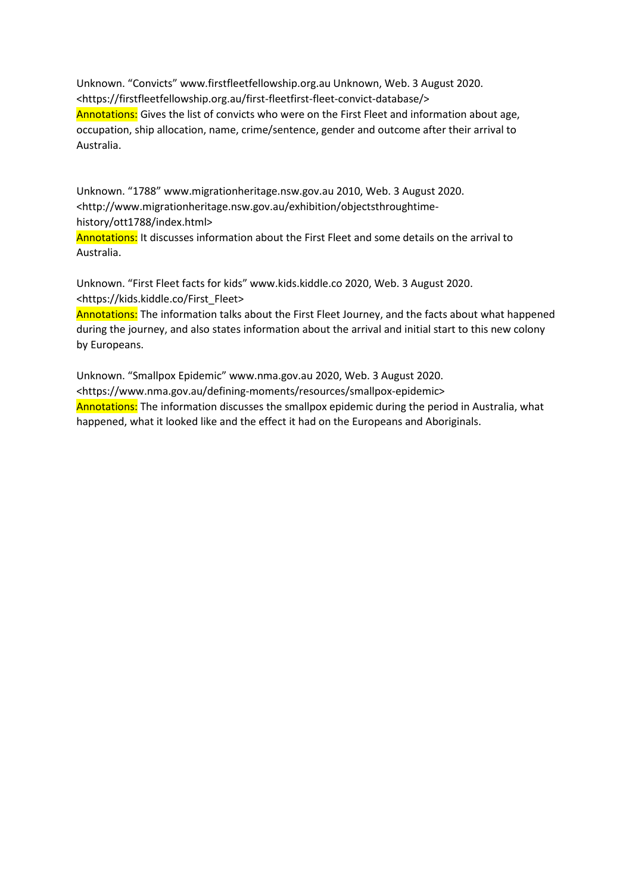Unknown. "Convicts" www.firstfleetfellowship.org.au Unknown, Web. 3 August 2020. <https://firstfleetfellowship.org.au/first-fleetfirst-fleet-convict-database/>
Annotations: Gives the list of convicts who were on the First Fleet and information about age, occupation, ship allocation, name, crime/sentence, gender and outcome after their arrival to Australia.

Unknown. "1788" www.migrationheritage.nsw.gov.au 2010, Web. 3 August 2020. <http://www.migrationheritage.nsw.gov.au/exhibition/objectsthroughtime-history/ott1788/index.html>
Annotations: It discusses information about the First Fleet and some details on the arrival to Australia.

Unknown. "First Fleet facts for kids" www.kids.kiddle.co 2020, Web. 3 August 2020. <https://kids.kiddle.co/First_Fleet>
Annotations: The information talks about the First Fleet Journey, and the facts about what happened during the journey, and also states information about the arrival and initial start to this new colony by Europeans.

Unknown. "Smallpox Epidemic" www.nma.gov.au 2020, Web. 3 August 2020. <https://www.nma.gov.au/defining-moments/resources/smallpox-epidemic>
Annotations: The information discusses the smallpox epidemic during the period in Australia, what happened, what it looked like and the effect it had on the Europeans and Aboriginals.